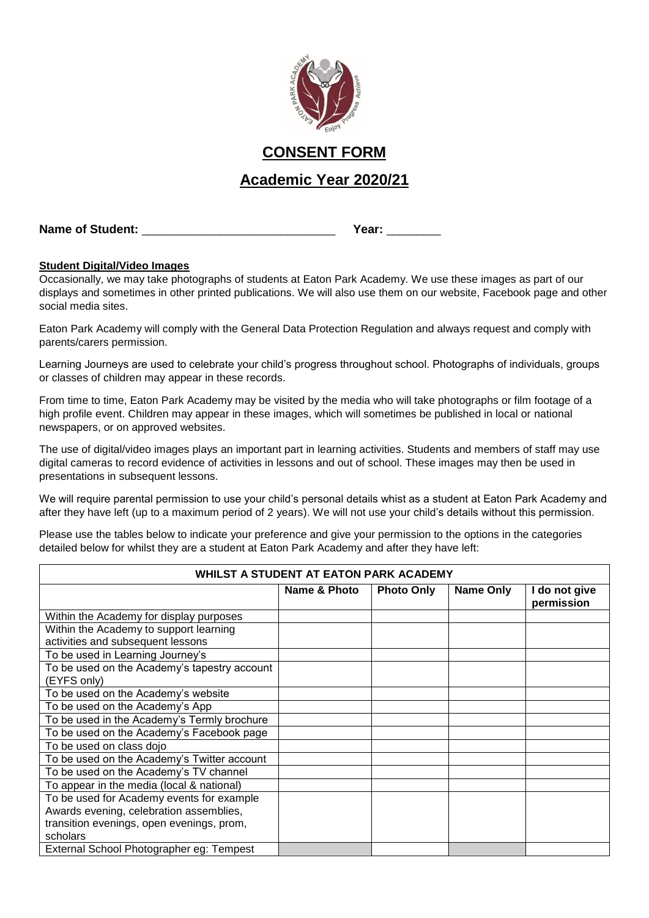# CONSENT FORM

## Academic Year 2020/21

**Name of Student:** ______________________________ **Year:** ________

**Student Digital/Video Images**

Occasionally, we may take photographs of students at Eaton Park Academy. We use these images as part of our displays and sometimes in other printed publications. We will also use them on our website, Facebook page and other social media sites.

Eaton Park Academy will comply with the General Data Protection Regulation and always request and comply with parents/carers permission.

Learning Journeys are used to celebrate your child's progress throughout school. Photographs of individuals, groups or classes of children may appear in these records.

From time to time, Eaton Park Academy may be visited by the media who will take photographs or film footage of a high profile event. Children may appear in these images, which will sometimes be published in local or national newspapers, or on approved websites.

The use of digital/video images plays an important part in learning activities. Students and members of staff may use digital cameras to record evidence of activities in lessons and out of school. These images may then be used in presentations in subsequent lessons.

We will require parental permission to use your child's personal details whist as a student at Eaton Park Academy and after they have left (up to a maximum period of 2 years). We will not use your child's details without this permission.

Please use the tables below to indicate your preference and give your permission to the options in the categories detailed below for whilst they are a student at Eaton Park Academy and after they have left:

| WHILST A STUDENT AT EATON PARK ACADEMY | | | | |
|---|---|---|---|---|
| | Name & Photo | Photo Only | Name Only | I do not give permission |
| Within the Academy for display purposes | | | | |
| Within the Academy to support learning activities and subsequent lessons | | | | |
| To be used in Learning Journey's | | | | |
| To be used on the Academy's tapestry account (EYFS only) | | | | |
| To be used on the Academy's website | | | | |
| To be used on the Academy's App | | | | |
| To be used in the Academy's Termly brochure | | | | |
| To be used on the Academy's Facebook page | | | | |
| To be used on class dojo | | | | |
| To be used on the Academy's Twitter account | | | | |
| To be used on the Academy's TV channel | | | | |
| To appear in the media (local & national) | | | | |
| To be used for Academy events for example Awards evening, celebration assemblies, transition evenings, open evenings, prom, scholars | | | | |
| External School Photographer eg: Tempest | | | | |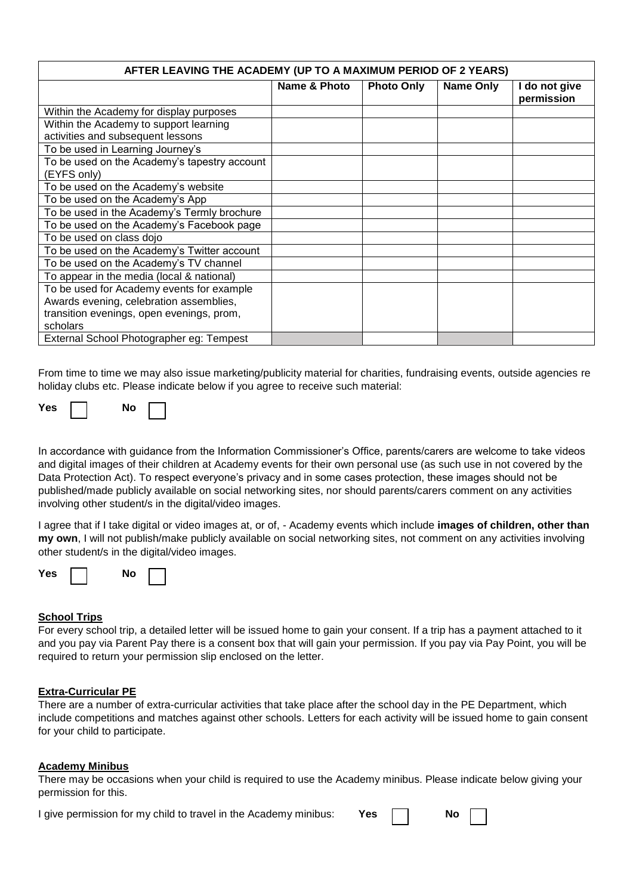| AFTER LEAVING THE ACADEMY (UP TO A MAXIMUM PERIOD OF 2 YEARS) | | | | |
|---|---|---|---|---|
| | Name & Photo | Photo Only | Name Only | I do not give permission |
| Within the Academy for display purposes | | | | |
| Within the Academy to support learning activities and subsequent lessons | | | | |
| To be used in Learning Journey's | | | | |
| To be used on the Academy's tapestry account (EYFS only) | | | | |
| To be used on the Academy's website | | | | |
| To be used on the Academy's App | | | | |
| To be used in the Academy's Termly brochure | | | | |
| To be used on the Academy's Facebook page | | | | |
| To be used on class dojo | | | | |
| To be used on the Academy's Twitter account | | | | |
| To be used on the Academy's TV channel | | | | |
| To appear in the media (local & national) | | | | |
| To be used for Academy events for example Awards evening, celebration assemblies, transition evenings, open evenings, prom, scholars | | | | |
| External School Photographer eg: Tempest | | | | |

From time to time we may also issue marketing/publicity material for charities, fundraising events, outside agencies re holiday clubs etc. Please indicate below if you agree to receive such material:

**Yes** ☐ **No** ☐

In accordance with guidance from the Information Commissioner's Office, parents/carers are welcome to take videos and digital images of their children at Academy events for their own personal use (as such use in not covered by the Data Protection Act). To respect everyone's privacy and in some cases protection, these images should not be published/made publicly available on social networking sites, nor should parents/carers comment on any activities involving other student/s in the digital/video images.

I agree that if I take digital or video images at, or of, - Academy events which include **images of children, other than my own**, I will not publish/make publicly available on social networking sites, not comment on any activities involving other student/s in the digital/video images.

**Yes** ☐ **No** ☐

**School Trips**

For every school trip, a detailed letter will be issued home to gain your consent. If a trip has a payment attached to it and you pay via Parent Pay there is a consent box that will gain your permission. If you pay via Pay Point, you will be required to return your permission slip enclosed on the letter.

**Extra-Curricular PE**

There are a number of extra-curricular activities that take place after the school day in the PE Department, which include competitions and matches against other schools. Letters for each activity will be issued home to gain consent for your child to participate.

**Academy Minibus**

There may be occasions when your child is required to use the Academy minibus. Please indicate below giving your permission for this.

I give permission for my child to travel in the Academy minibus: **Yes** ☐ **No** ☐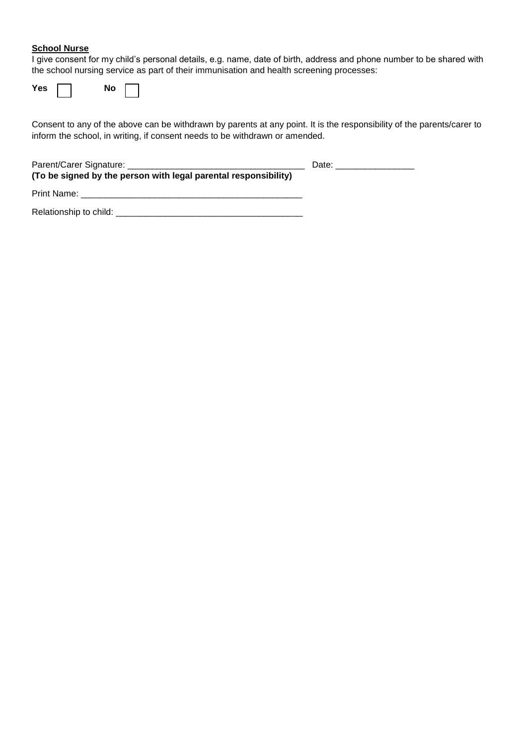**School Nurse**

I give consent for my child's personal details, e.g. name, date of birth, address and phone number to be shared with the school nursing service as part of their immunisation and health screening processes:

**Yes** ☐ **No** ☐

Consent to any of the above can be withdrawn by parents at any point. It is the responsibility of the parents/carer to inform the school, in writing, if consent needs to be withdrawn or amended.

Parent/Carer Signature: ____________________________________ Date: ________________

**(To be signed by the person with legal parental responsibility)**

Print Name: ______________________________________________

Relationship to child: ______________________________________